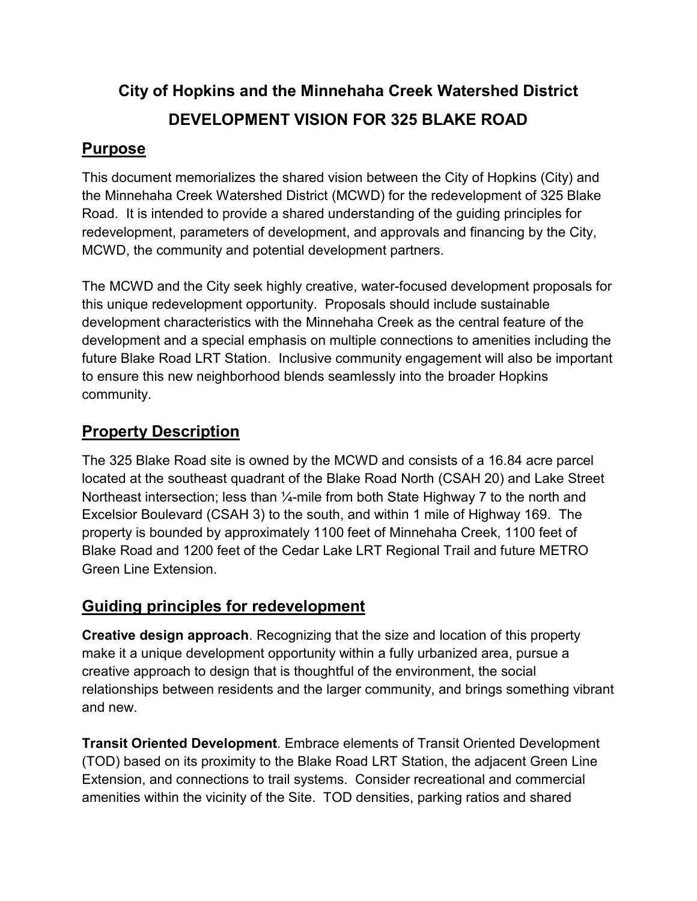# City of Hopkins and the Minnehaha Creek Watershed District

# DEVELOPMENT VISION FOR 325 BLAKE ROAD

## Purpose

This document memorializes the shared vision between the City of Hopkins (City) and the Minnehaha Creek Watershed District (MCWD) for the redevelopment of 325 Blake Road. It is intended to provide a shared understanding of the guiding principles for redevelopment, parameters of development, and approvals and financing by the City, MCWD, the community and potential development partners.

The MCWD and the City seek highly creative, water-focused development proposals for this unique redevelopment opportunity. Proposals should include sustainable development characteristics with the Minnehaha Creek as the central feature of the development and a special emphasis on multiple connections to amenities including the future Blake Road LRT Station. Inclusive community engagement will also be important to ensure this new neighborhood blends seamlessly into the broader Hopkins community.

## Property Description

The 325 Blake Road site is owned by the MCWD and consists of a 16.84 acre parcel located at the southeast quadrant of the Blake Road North (CSAH 20) and Lake Street Northeast intersection; less than ¼-mile from both State Highway 7 to the north and Excelsior Boulevard (CSAH 3) to the south, and within 1 mile of Highway 169. The property is bounded by approximately 1100 feet of Minnehaha Creek, 1100 feet of Blake Road and 1200 feet of the Cedar Lake LRT Regional Trail and future METRO Green Line Extension.

## Guiding principles for redevelopment

**Creative design approach**. Recognizing that the size and location of this property make it a unique development opportunity within a fully urbanized area, pursue a creative approach to design that is thoughtful of the environment, the social relationships between residents and the larger community, and brings something vibrant and new.

**Transit Oriented Development**. Embrace elements of Transit Oriented Development (TOD) based on its proximity to the Blake Road LRT Station, the adjacent Green Line Extension, and connections to trail systems. Consider recreational and commercial amenities within the vicinity of the Site. TOD densities, parking ratios and shared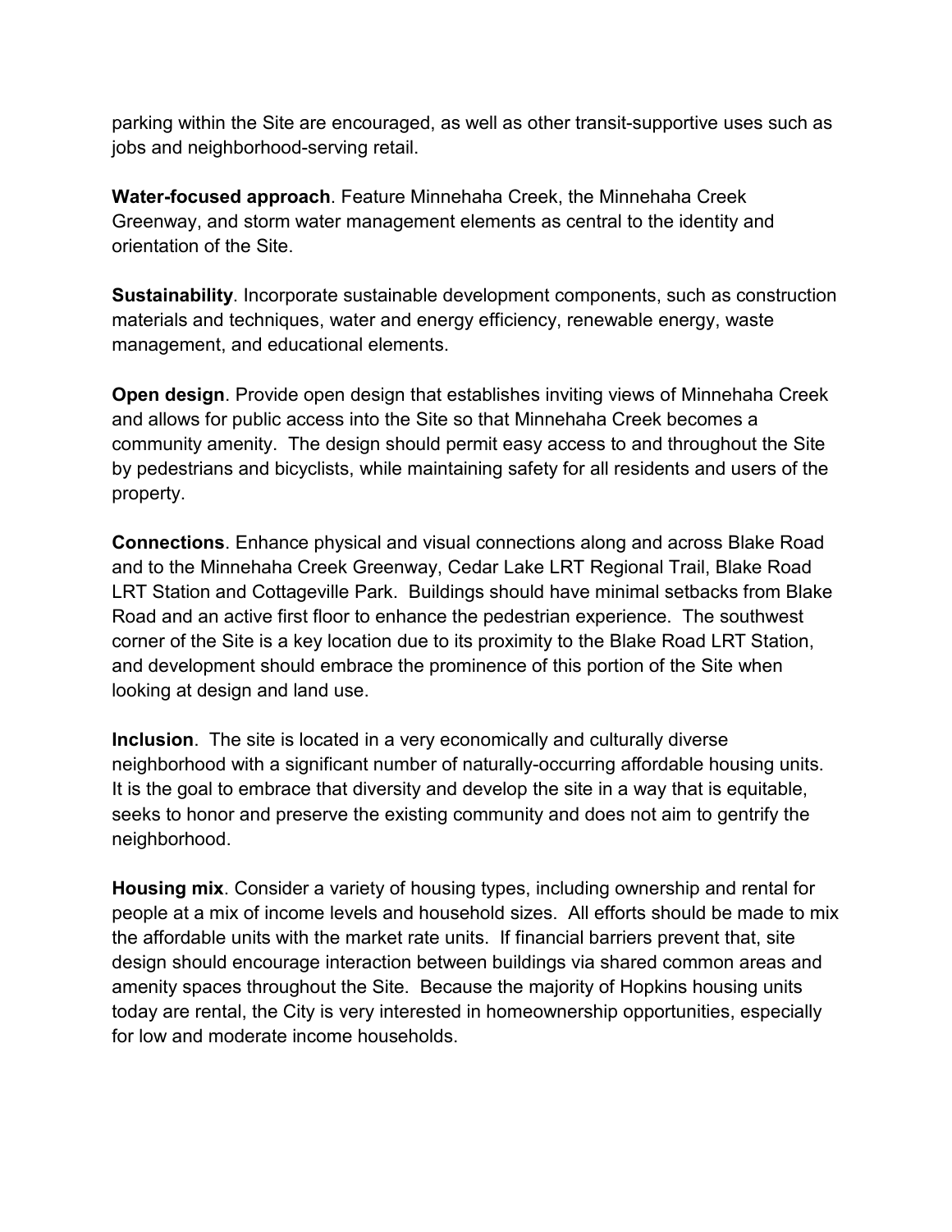parking within the Site are encouraged, as well as other transit-supportive uses such as jobs and neighborhood-serving retail.

**Water-focused approach**. Feature Minnehaha Creek, the Minnehaha Creek Greenway, and storm water management elements as central to the identity and orientation of the Site.

**Sustainability**. Incorporate sustainable development components, such as construction materials and techniques, water and energy efficiency, renewable energy, waste management, and educational elements.

**Open design**. Provide open design that establishes inviting views of Minnehaha Creek and allows for public access into the Site so that Minnehaha Creek becomes a community amenity. The design should permit easy access to and throughout the Site by pedestrians and bicyclists, while maintaining safety for all residents and users of the property.

**Connections**. Enhance physical and visual connections along and across Blake Road and to the Minnehaha Creek Greenway, Cedar Lake LRT Regional Trail, Blake Road LRT Station and Cottageville Park. Buildings should have minimal setbacks from Blake Road and an active first floor to enhance the pedestrian experience. The southwest corner of the Site is a key location due to its proximity to the Blake Road LRT Station, and development should embrace the prominence of this portion of the Site when looking at design and land use.

**Inclusion**. The site is located in a very economically and culturally diverse neighborhood with a significant number of naturally-occurring affordable housing units. It is the goal to embrace that diversity and develop the site in a way that is equitable, seeks to honor and preserve the existing community and does not aim to gentrify the neighborhood.

**Housing mix**. Consider a variety of housing types, including ownership and rental for people at a mix of income levels and household sizes. All efforts should be made to mix the affordable units with the market rate units. If financial barriers prevent that, site design should encourage interaction between buildings via shared common areas and amenity spaces throughout the Site. Because the majority of Hopkins housing units today are rental, the City is very interested in homeownership opportunities, especially for low and moderate income households.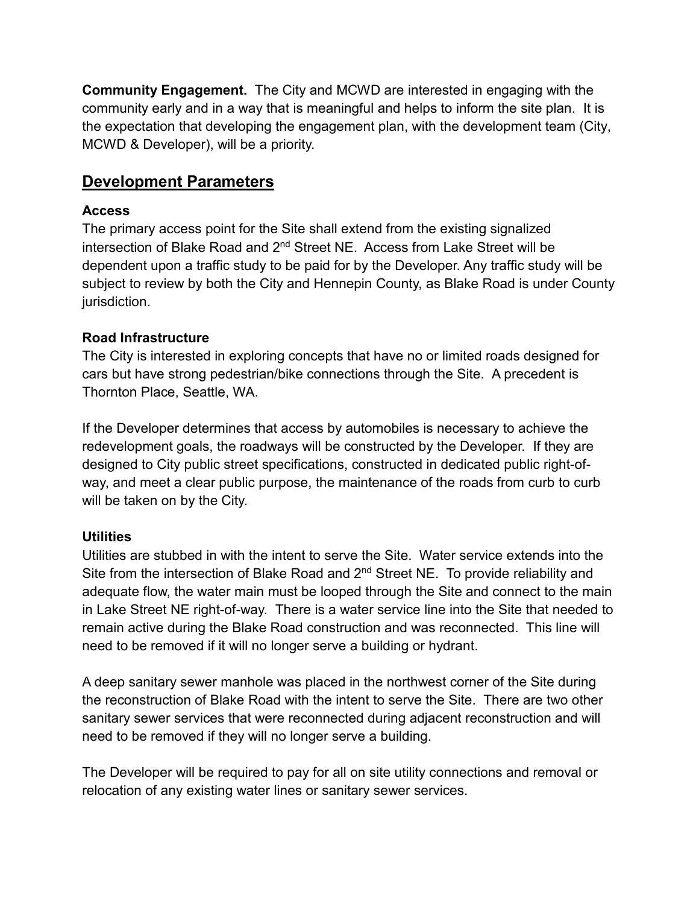**Community Engagement.** The City and MCWD are interested in engaging with the community early and in a way that is meaningful and helps to inform the site plan. It is the expectation that developing the engagement plan, with the development team (City, MCWD & Developer), will be a priority.

## Development Parameters

### Access

The primary access point for the Site shall extend from the existing signalized intersection of Blake Road and 2nd Street NE. Access from Lake Street will be dependent upon a traffic study to be paid for by the Developer. Any traffic study will be subject to review by both the City and Hennepin County, as Blake Road is under County jurisdiction.

### Road Infrastructure

The City is interested in exploring concepts that have no or limited roads designed for cars but have strong pedestrian/bike connections through the Site. A precedent is Thornton Place, Seattle, WA.

If the Developer determines that access by automobiles is necessary to achieve the redevelopment goals, the roadways will be constructed by the Developer. If they are designed to City public street specifications, constructed in dedicated public right-of-way, and meet a clear public purpose, the maintenance of the roads from curb to curb will be taken on by the City.

### Utilities

Utilities are stubbed in with the intent to serve the Site. Water service extends into the Site from the intersection of Blake Road and 2nd Street NE. To provide reliability and adequate flow, the water main must be looped through the Site and connect to the main in Lake Street NE right-of-way. There is a water service line into the Site that needed to remain active during the Blake Road construction and was reconnected. This line will need to be removed if it will no longer serve a building or hydrant.

A deep sanitary sewer manhole was placed in the northwest corner of the Site during the reconstruction of Blake Road with the intent to serve the Site. There are two other sanitary sewer services that were reconnected during adjacent reconstruction and will need to be removed if they will no longer serve a building.

The Developer will be required to pay for all on site utility connections and removal or relocation of any existing water lines or sanitary sewer services.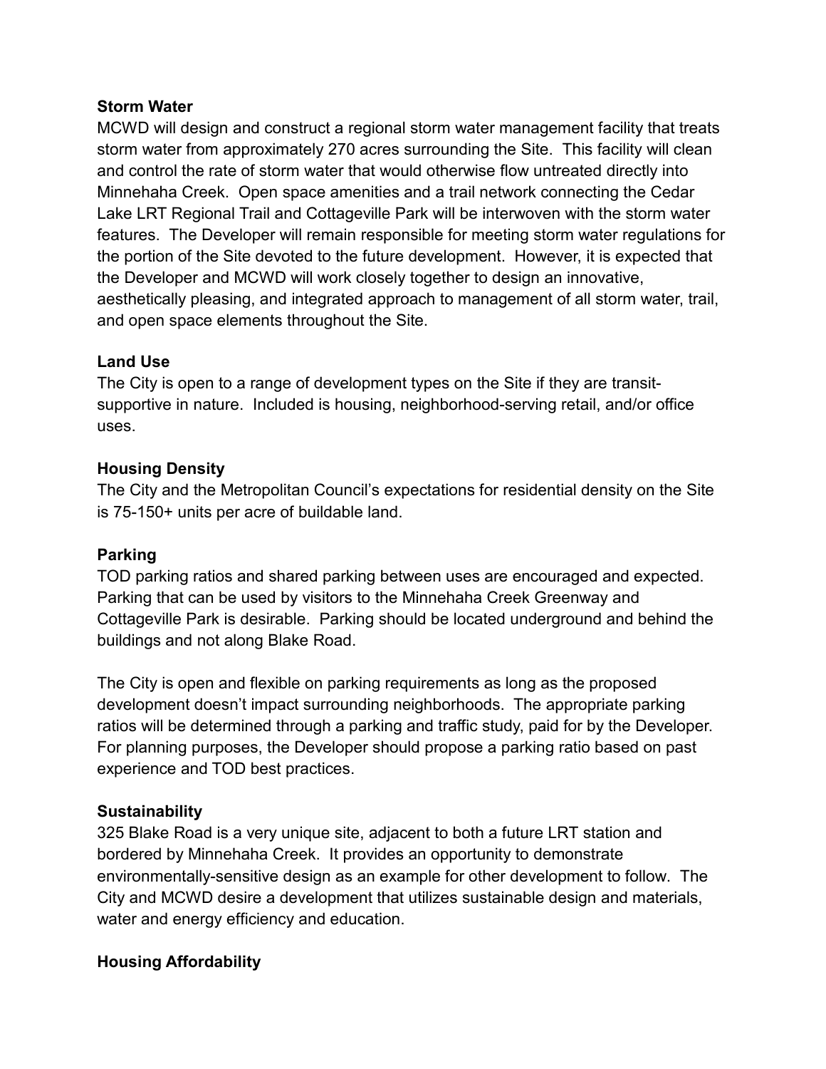**Storm Water**

MCWD will design and construct a regional storm water management facility that treats storm water from approximately 270 acres surrounding the Site. This facility will clean and control the rate of storm water that would otherwise flow untreated directly into Minnehaha Creek. Open space amenities and a trail network connecting the Cedar Lake LRT Regional Trail and Cottageville Park will be interwoven with the storm water features. The Developer will remain responsible for meeting storm water regulations for the portion of the Site devoted to the future development. However, it is expected that the Developer and MCWD will work closely together to design an innovative, aesthetically pleasing, and integrated approach to management of all storm water, trail, and open space elements throughout the Site.

**Land Use**

The City is open to a range of development types on the Site if they are transit-supportive in nature. Included is housing, neighborhood-serving retail, and/or office uses.

**Housing Density**

The City and the Metropolitan Council's expectations for residential density on the Site is 75-150+ units per acre of buildable land.

**Parking**

TOD parking ratios and shared parking between uses are encouraged and expected. Parking that can be used by visitors to the Minnehaha Creek Greenway and Cottageville Park is desirable. Parking should be located underground and behind the buildings and not along Blake Road.

The City is open and flexible on parking requirements as long as the proposed development doesn't impact surrounding neighborhoods. The appropriate parking ratios will be determined through a parking and traffic study, paid for by the Developer. For planning purposes, the Developer should propose a parking ratio based on past experience and TOD best practices.

**Sustainability**

325 Blake Road is a very unique site, adjacent to both a future LRT station and bordered by Minnehaha Creek. It provides an opportunity to demonstrate environmentally-sensitive design as an example for other development to follow. The City and MCWD desire a development that utilizes sustainable design and materials, water and energy efficiency and education.

**Housing Affordability**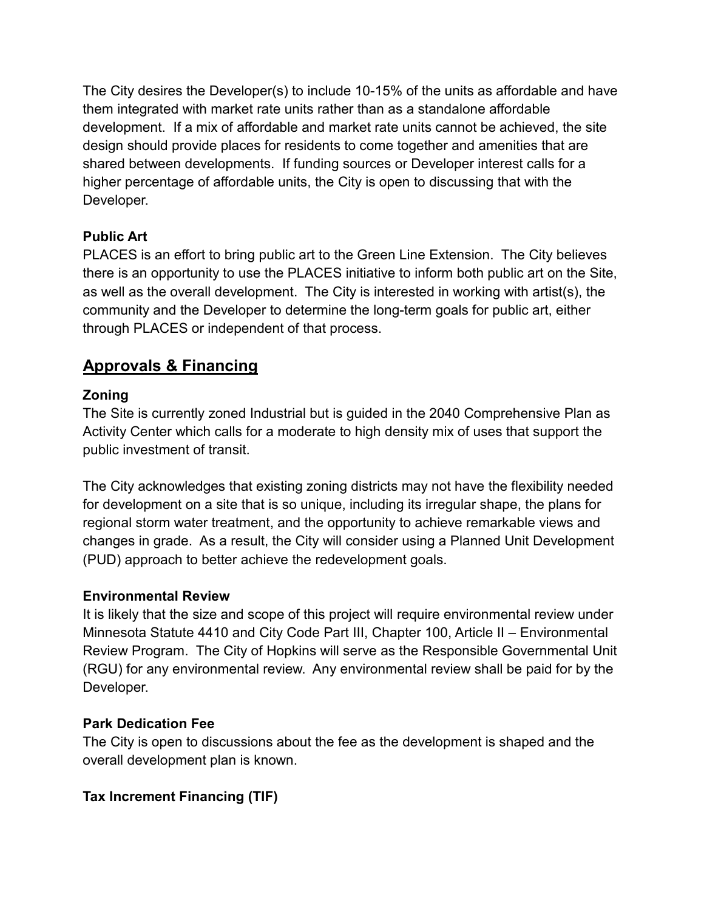The City desires the Developer(s) to include 10-15% of the units as affordable and have them integrated with market rate units rather than as a standalone affordable development. If a mix of affordable and market rate units cannot be achieved, the site design should provide places for residents to come together and amenities that are shared between developments. If funding sources or Developer interest calls for a higher percentage of affordable units, the City is open to discussing that with the Developer.

### Public Art

PLACES is an effort to bring public art to the Green Line Extension. The City believes there is an opportunity to use the PLACES initiative to inform both public art on the Site, as well as the overall development. The City is interested in working with artist(s), the community and the Developer to determine the long-term goals for public art, either through PLACES or independent of that process.

## Approvals & Financing

### Zoning

The Site is currently zoned Industrial but is guided in the 2040 Comprehensive Plan as Activity Center which calls for a moderate to high density mix of uses that support the public investment of transit.

The City acknowledges that existing zoning districts may not have the flexibility needed for development on a site that is so unique, including its irregular shape, the plans for regional storm water treatment, and the opportunity to achieve remarkable views and changes in grade. As a result, the City will consider using a Planned Unit Development (PUD) approach to better achieve the redevelopment goals.

### Environmental Review

It is likely that the size and scope of this project will require environmental review under Minnesota Statute 4410 and City Code Part III, Chapter 100, Article II – Environmental Review Program. The City of Hopkins will serve as the Responsible Governmental Unit (RGU) for any environmental review. Any environmental review shall be paid for by the Developer.

### Park Dedication Fee

The City is open to discussions about the fee as the development is shaped and the overall development plan is known.

### Tax Increment Financing (TIF)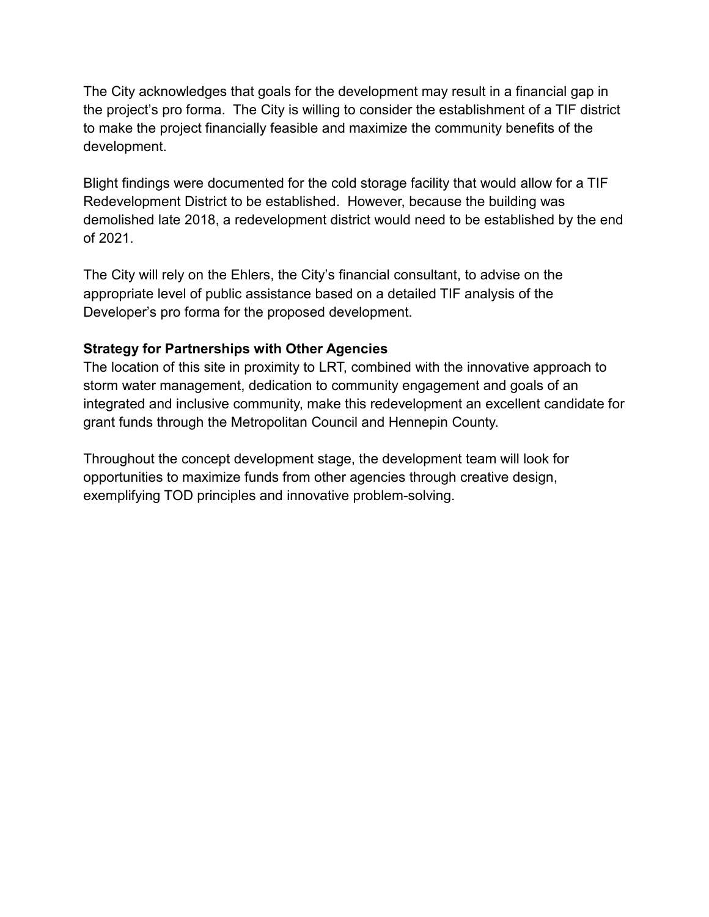The City acknowledges that goals for the development may result in a financial gap in the project's pro forma. The City is willing to consider the establishment of a TIF district to make the project financially feasible and maximize the community benefits of the development.

Blight findings were documented for the cold storage facility that would allow for a TIF Redevelopment District to be established. However, because the building was demolished late 2018, a redevelopment district would need to be established by the end of 2021.

The City will rely on the Ehlers, the City's financial consultant, to advise on the appropriate level of public assistance based on a detailed TIF analysis of the Developer's pro forma for the proposed development.

**Strategy for Partnerships with Other Agencies**

The location of this site in proximity to LRT, combined with the innovative approach to storm water management, dedication to community engagement and goals of an integrated and inclusive community, make this redevelopment an excellent candidate for grant funds through the Metropolitan Council and Hennepin County.

Throughout the concept development stage, the development team will look for opportunities to maximize funds from other agencies through creative design, exemplifying TOD principles and innovative problem-solving.